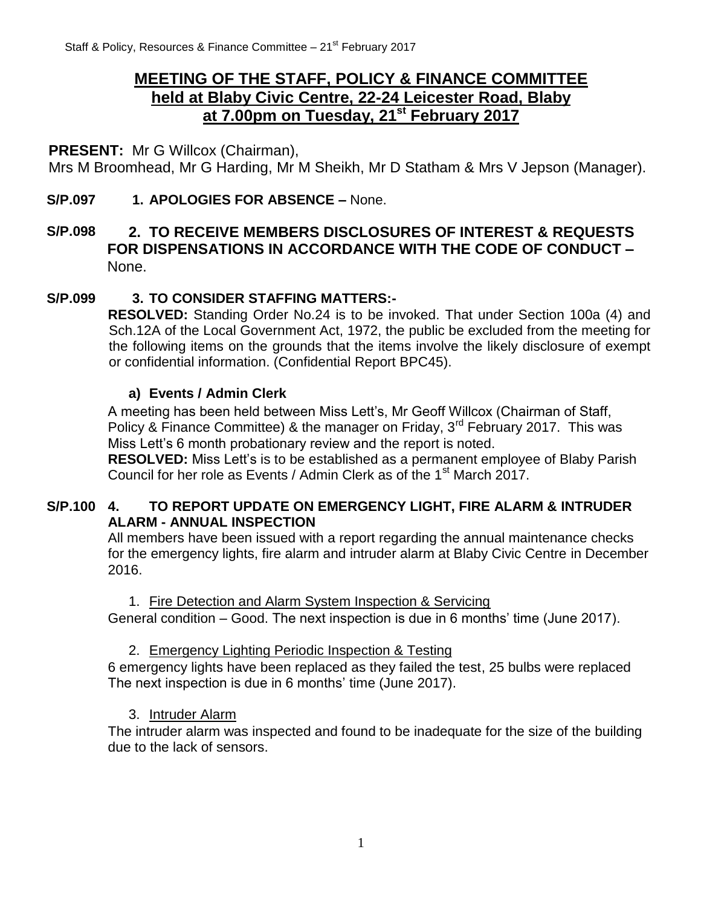# MEETING OF THE STAFF, POLICY & FINANCE COMMITTEE held at Blaby Civic Centre, 22-24 Leicester Road, Blaby at 7.00pm on Tuesday, 21st February 2017

**PRESENT:** Mr G Willcox (Chairman), Mrs M Broomhead, Mr G Harding, Mr M Sheikh, Mr D Statham & Mrs V Jepson (Manager).

**S/P.097 1. APOLOGIES FOR ABSENCE –** None.

**S/P.098 2. TO RECEIVE MEMBERS DISCLOSURES OF INTEREST & REQUESTS FOR DISPENSATIONS IN ACCORDANCE WITH THE CODE OF CONDUCT –** None.

**S/P.099 3. TO CONSIDER STAFFING MATTERS:-**

**RESOLVED:** Standing Order No.24 is to be invoked. That under Section 100a (4) and Sch.12A of the Local Government Act, 1972, the public be excluded from the meeting for the following items on the grounds that the items involve the likely disclosure of exempt or confidential information. (Confidential Report BPC45).

**a) Events / Admin Clerk**

A meeting has been held between Miss Lett's, Mr Geoff Willcox (Chairman of Staff, Policy & Finance Committee) & the manager on Friday, 3rd February 2017. This was Miss Lett's 6 month probationary review and the report is noted.

**RESOLVED:** Miss Lett's is to be established as a permanent employee of Blaby Parish Council for her role as Events / Admin Clerk as of the 1st March 2017.

**S/P.100 4. TO REPORT UPDATE ON EMERGENCY LIGHT, FIRE ALARM & INTRUDER ALARM - ANNUAL INSPECTION**

All members have been issued with a report regarding the annual maintenance checks for the emergency lights, fire alarm and intruder alarm at Blaby Civic Centre in December 2016.

1. Fire Detection and Alarm System Inspection & Servicing

General condition – Good. The next inspection is due in 6 months' time (June 2017).

2. Emergency Lighting Periodic Inspection & Testing

6 emergency lights have been replaced as they failed the test, 25 bulbs were replaced The next inspection is due in 6 months' time (June 2017).

3. Intruder Alarm

The intruder alarm was inspected and found to be inadequate for the size of the building due to the lack of sensors.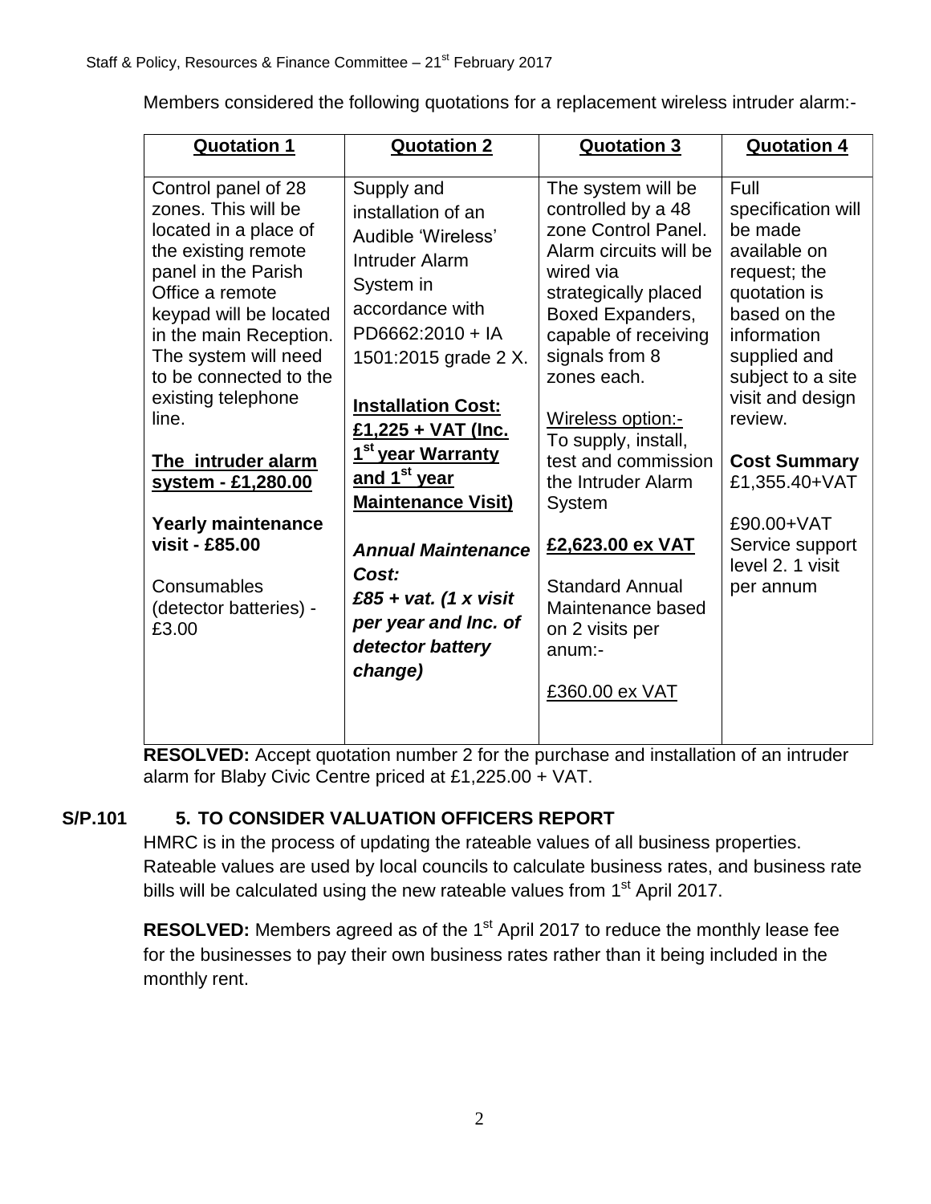Members considered the following quotations for a replacement wireless intruder alarm:-

| **Quotation 1** | **Quotation 2** | **Quotation 3** | **Quotation 4** |
|---|---|---|---|
| Control panel of 28 zones. This will be located in a place of the existing remote panel in the Parish Office a remote keypad will be located in the main Reception. The system will need to be connected to the existing telephone line.<br><br>**The intruder alarm system - £1,280.00**<br><br>**Yearly maintenance visit - £85.00**<br><br>Consumables (detector batteries) - £3.00 | Supply and installation of an Audible 'Wireless' Intruder Alarm System in accordance with PD6662:2010 + IA 1501:2015 grade 2 X.<br><br>**Installation Cost: £1,225 + VAT (Inc. 1st year Warranty and 1st year Maintenance Visit)**<br><br>***Annual Maintenance Cost: £85 + vat. (1 x visit per year and Inc. of detector battery change)*** | The system will be controlled by a 48 zone Control Panel. Alarm circuits will be wired via strategically placed Boxed Expanders, capable of receiving signals from 8 zones each.<br><br>Wireless option:- To supply, install, test and commission the Intruder Alarm System<br><br>**£2,623.00 ex VAT**<br><br>Standard Annual Maintenance based on 2 visits per anum:-<br><br>£360.00 ex VAT | Full specification will be made available on request; the quotation is based on the information supplied and subject to a site visit and design review.<br><br>**Cost Summary** £1,355.40+VAT<br><br>£90.00+VAT Service support level 2. 1 visit per annum |

**RESOLVED:** Accept quotation number 2 for the purchase and installation of an intruder alarm for Blaby Civic Centre priced at £1,225.00 + VAT.

### S/P.101 5. TO CONSIDER VALUATION OFFICERS REPORT

HMRC is in the process of updating the rateable values of all business properties. Rateable values are used by local councils to calculate business rates, and business rate bills will be calculated using the new rateable values from 1st April 2017.

**RESOLVED:** Members agreed as of the 1st April 2017 to reduce the monthly lease fee for the businesses to pay their own business rates rather than it being included in the monthly rent.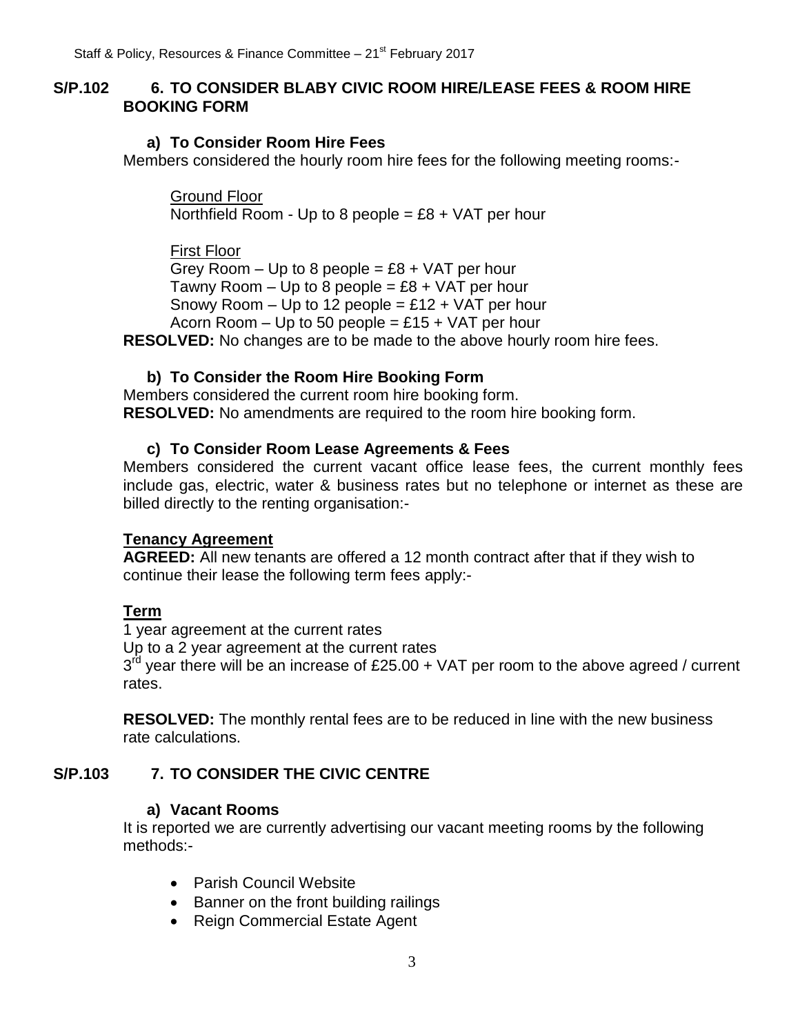## S/P.102 6. TO CONSIDER BLABY CIVIC ROOM HIRE/LEASE FEES & ROOM HIRE BOOKING FORM

### a) To Consider Room Hire Fees

Members considered the hourly room hire fees for the following meeting rooms:-

Ground Floor
Northfield Room - Up to 8 people = £8 + VAT per hour

First Floor
Grey Room – Up to 8 people = £8 + VAT per hour
Tawny Room – Up to 8 people = £8 + VAT per hour
Snowy Room – Up to 12 people = £12 + VAT per hour
Acorn Room – Up to 50 people = £15 + VAT per hour

**RESOLVED:** No changes are to be made to the above hourly room hire fees.

### b) To Consider the Room Hire Booking Form

Members considered the current room hire booking form.
**RESOLVED:** No amendments are required to the room hire booking form.

### c) To Consider Room Lease Agreements & Fees

Members considered the current vacant office lease fees, the current monthly fees include gas, electric, water & business rates but no telephone or internet as these are billed directly to the renting organisation:-

**Tenancy Agreement**

**AGREED:** All new tenants are offered a 12 month contract after that if they wish to continue their lease the following term fees apply:-

**Term**

1 year agreement at the current rates
Up to a 2 year agreement at the current rates
3rd year there will be an increase of £25.00 + VAT per room to the above agreed / current rates.

**RESOLVED:** The monthly rental fees are to be reduced in line with the new business rate calculations.

## S/P.103 7. TO CONSIDER THE CIVIC CENTRE

### a) Vacant Rooms

It is reported we are currently advertising our vacant meeting rooms by the following methods:-

- Parish Council Website
- Banner on the front building railings
- Reign Commercial Estate Agent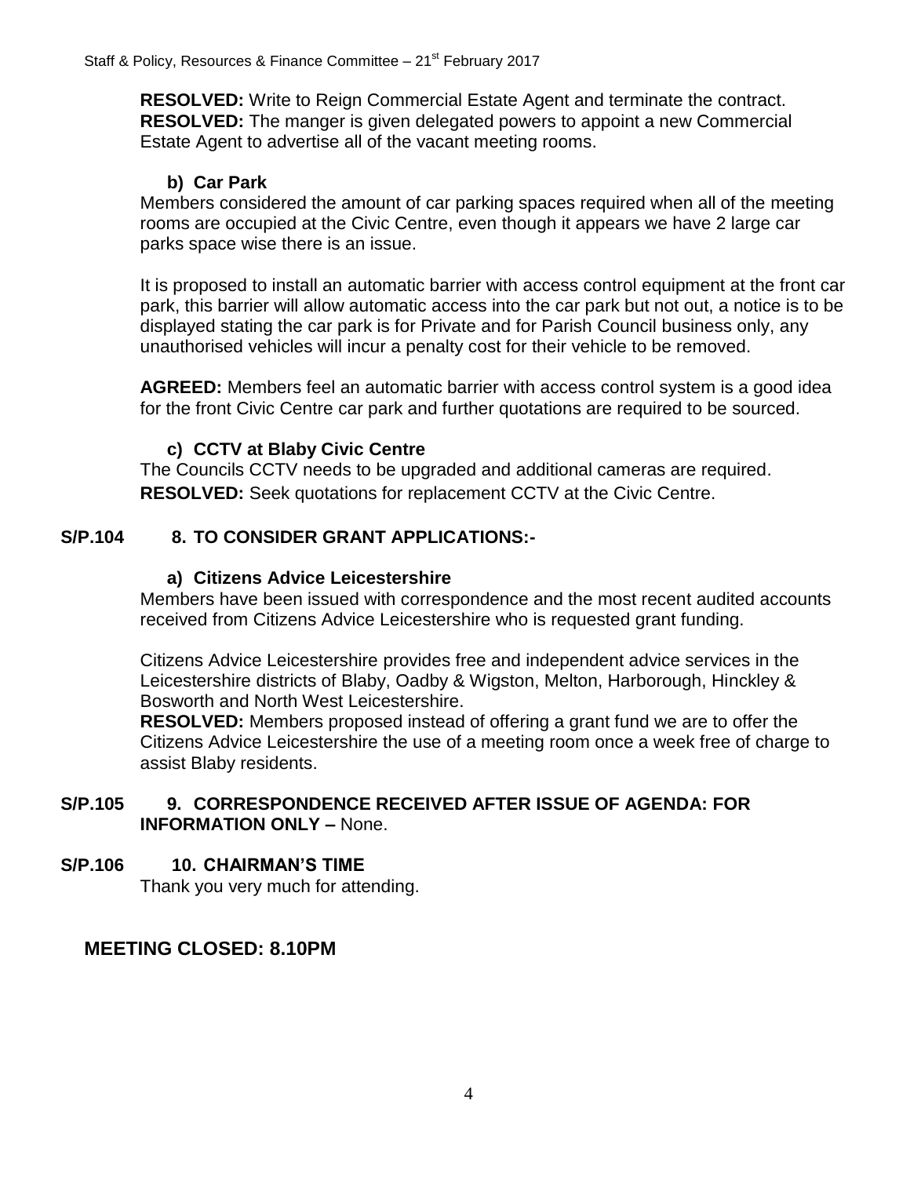**RESOLVED:** Write to Reign Commercial Estate Agent and terminate the contract.
**RESOLVED:** The manger is given delegated powers to appoint a new Commercial Estate Agent to advertise all of the vacant meeting rooms.

### b) Car Park

Members considered the amount of car parking spaces required when all of the meeting rooms are occupied at the Civic Centre, even though it appears we have 2 large car parks space wise there is an issue.

It is proposed to install an automatic barrier with access control equipment at the front car park, this barrier will allow automatic access into the car park but not out, a notice is to be displayed stating the car park is for Private and for Parish Council business only, any unauthorised vehicles will incur a penalty cost for their vehicle to be removed.

**AGREED:** Members feel an automatic barrier with access control system is a good idea for the front Civic Centre car park and further quotations are required to be sourced.

### c) CCTV at Blaby Civic Centre

The Councils CCTV needs to be upgraded and additional cameras are required.
**RESOLVED:** Seek quotations for replacement CCTV at the Civic Centre.

## S/P.104 8. TO CONSIDER GRANT APPLICATIONS:-

### a) Citizens Advice Leicestershire

Members have been issued with correspondence and the most recent audited accounts received from Citizens Advice Leicestershire who is requested grant funding.

Citizens Advice Leicestershire provides free and independent advice services in the Leicestershire districts of Blaby, Oadby & Wigston, Melton, Harborough, Hinckley & Bosworth and North West Leicestershire.
**RESOLVED:** Members proposed instead of offering a grant fund we are to offer the Citizens Advice Leicestershire the use of a meeting room once a week free of charge to assist Blaby residents.

## S/P.105 9. CORRESPONDENCE RECEIVED AFTER ISSUE OF AGENDA: FOR INFORMATION ONLY – None.

## S/P.106 10. CHAIRMAN'S TIME

Thank you very much for attending.

**MEETING CLOSED: 8.10PM**